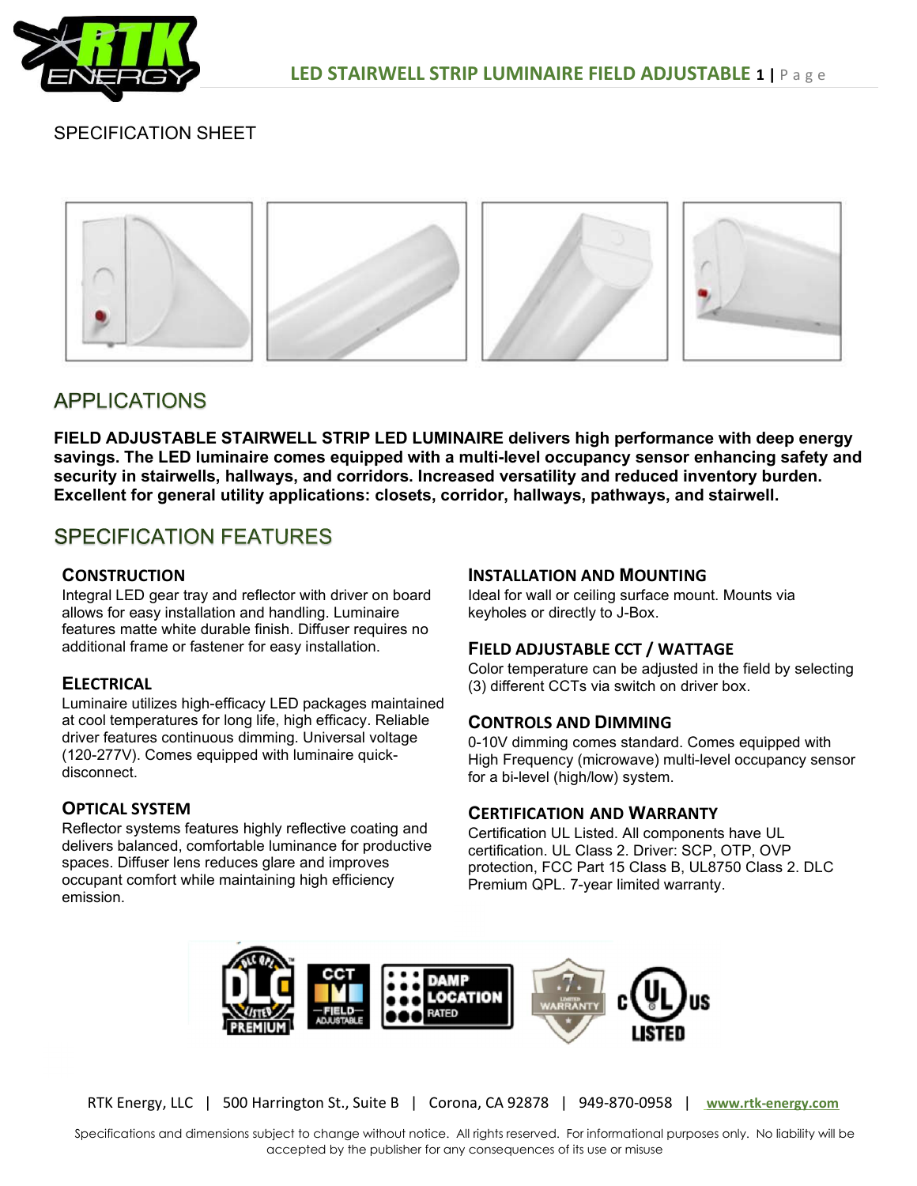SPECIFICATION SHEET

## APPLICATIONS

**FIELD ADJUSTABLE STAIRWELL STRIP LED LUMINAIRE delivers high performance with deep energy savings. The LED luminaire comes equipped with a multi-level occupancy sensor enhancing safety and security in stairwells, hallways, and corridors. Increased versatility and reduced inventory burden. Excellent for general utility applications: closets, corridor, hallways, pathways, and stairwell.**

## SPECIFICATION FEATURES

### CONSTRUCTION

Integral LED gear tray and reflector with driver on board allows for easy installation and handling. Luminaire features matte white durable finish. Diffuser requires no additional frame or fastener for easy installation.

### ELECTRICAL

Luminaire utilizes high-efficacy LED packages maintained at cool temperatures for long life, high efficacy. Reliable driver features continuous dimming. Universal voltage (120-277V). Comes equipped with luminaire quick-disconnect.

### OPTICAL SYSTEM

Reflector systems features highly reflective coating and delivers balanced, comfortable luminance for productive spaces. Diffuser lens reduces glare and improves occupant comfort while maintaining high efficiency emission.

### INSTALLATION AND MOUNTING

Ideal for wall or ceiling surface mount. Mounts via keyholes or directly to J-Box.

### FIELD ADJUSTABLE CCT / WATTAGE

Color temperature can be adjusted in the field by selecting (3) different CCTs via switch on driver box.

### CONTROLS AND DIMMING

0-10V dimming comes standard. Comes equipped with High Frequency (microwave) multi-level occupancy sensor for a bi-level (high/low) system.

### CERTIFICATION AND WARRANTY

Certification UL Listed. All components have UL certification. UL Class 2. Driver: SCP, OTP, OVP protection, FCC Part 15 Class B, UL8750 Class 2. DLC Premium QPL. 7-year limited warranty.

RTK Energy, LLC | 500 Harrington St., Suite B | Corona, CA 92878 | 949-870-0958 | www.rtk-energy.com

Specifications and dimensions subject to change without notice. All rights reserved. For informational purposes only. No liability will be accepted by the publisher for any consequences of its use or misuse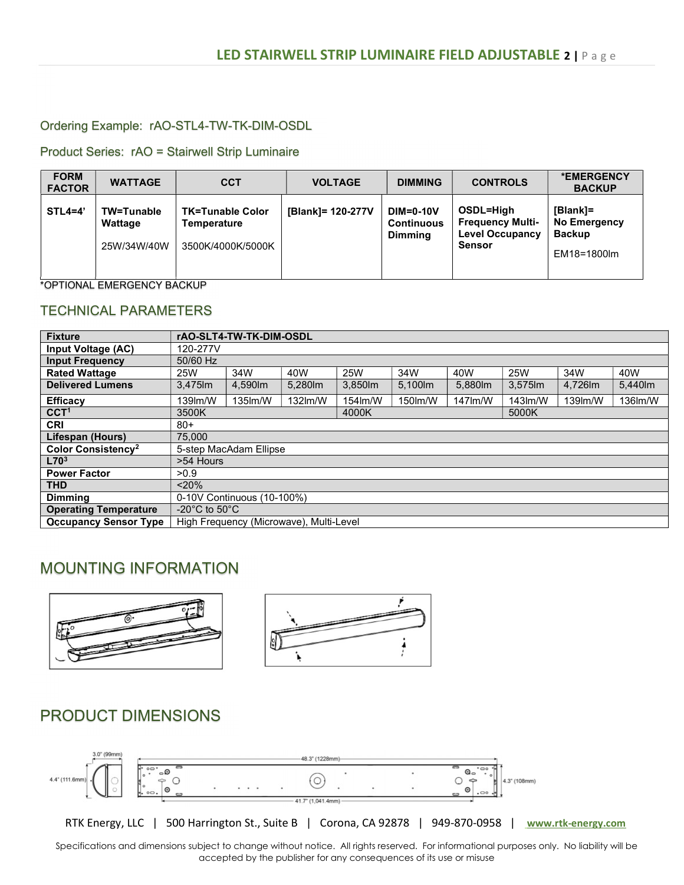Ordering Example: rAO-STL4-TW-TK-DIM-OSDL

Product Series: rAO = Stairwell Strip Luminaire

| FORM FACTOR | WATTAGE | CCT | VOLTAGE | DIMMING | CONTROLS | *EMERGENCY BACKUP |
|---|---|---|---|---|---|---|
| **STL4=4'** | **TW=Tunable Wattage**<br><br>25W/34W/40W | **TK=Tunable Color Temperature**<br><br>3500K/4000K/5000K | **[Blank]= 120-277V** | **DIM=0-10V Continuous Dimming** | **OSDL=High Frequency Multi-Level Occupancy Sensor** | **[Blank]= No Emergency Backup**<br><br>EM18=1800lm |

*OPTIONAL EMERGENCY BACKUP

## TECHNICAL PARAMETERS

| **Fixture** | **rAO-SLT4-TW-TK-DIM-OSDL** | | | | | | | | |
|---|---|---|---|---|---|---|---|---|---|
| **Input Voltage (AC)** | 120-277V | | | | | | | | |
| **Input Frequency** | 50/60 Hz | | | | | | | | |
| **Rated Wattage** | 25W | 34W | 40W | 25W | 34W | 40W | 25W | 34W | 40W |
| **Delivered Lumens** | 3,475lm | 4,590lm | 5,280lm | 3,850lm | 5,100lm | 5,880lm | 3,575lm | 4,726lm | 5,440lm |
| **Efficacy** | 139lm/W | 135lm/W | 132lm/W | 154lm/W | 150lm/W | 147lm/W | 143lm/W | 139lm/W | 136lm/W |
| **CCT[1]** | 3500K | | | 4000K | | | 5000K | | |
| **CRI** | 80+ | | | | | | | | |
| **Lifespan (Hours)** | 75,000 | | | | | | | | |
| **Color Consistency[2]** | 5-step MacAdam Ellipse | | | | | | | | |
| **L70[3]** | >54 Hours | | | | | | | | |
| **Power Factor** | >0.9 | | | | | | | | |
| **THD** | <20% | | | | | | | | |
| **Dimming** | 0-10V Continuous (10-100%) | | | | | | | | |
| **Operating Temperature** | -20°C to 50°C | | | | | | | | |
| **Occupancy Sensor Type** | High Frequency (Microwave), Multi-Level | | | | | | | | |

## MOUNTING INFORMATION

## PRODUCT DIMENSIONS

3.0" (99mm)
4.4" (111.6mm)
48.3" (1228mm)
4.3" (108mm)
41.7" (1,041.4mm)

RTK Energy, LLC | 500 Harrington St., Suite B | Corona, CA 92878 | 949-870-0958 | www.rtk-energy.com

Specifications and dimensions subject to change without notice. All rights reserved. For informational purposes only. No liability will be accepted by the publisher for any consequences of its use or misuse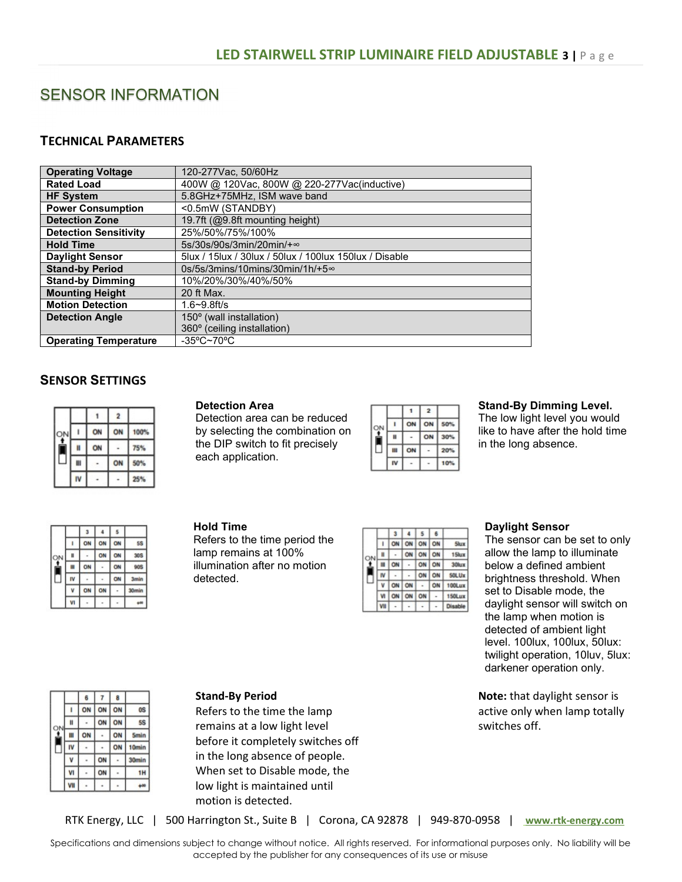## SENSOR INFORMATION

### TECHNICAL PARAMETERS

| | |
|---|---|
| **Operating Voltage** | 120-277Vac, 50/60Hz |
| **Rated Load** | 400W @ 120Vac, 800W @ 220-277Vac(inductive) |
| **HF System** | 5.8GHz+75MHz, ISM wave band |
| **Power Consumption** | <0.5mW (STANDBY) |
| **Detection Zone** | 19.7ft (@9.8ft mounting height) |
| **Detection Sensitivity** | 25%/50%/75%/100% |
| **Hold Time** | 5s/30s/90s/3min/20min/+∞ |
| **Daylight Sensor** | 5lux / 15lux / 30lux / 50lux / 100lux 150lux / Disable |
| **Stand-by Period** | 0s/5s/3mins/10mins/30min/1h/+5∞ |
| **Stand-by Dimming** | 10%/20%/30%/40%/50% |
| **Mounting Height** | 20 ft Max. |
| **Motion Detection** | 1.6~9.8ft/s |
| **Detection Angle** | 150º (wall installation)<br>360º (ceiling installation) |
| **Operating Temperature** | -35ºC~70ºC |

### SENSOR SETTINGS

| | 1 | 2 | |
|---|---|---|---|
| I | ON | ON | 100% |
| II | ON | - | 75% |
| III | - | ON | 50% |
| IV | - | - | 25% |

**Detection Area**
Detection area can be reduced by selecting the combination on the DIP switch to fit precisely each application.

| | 1 | 2 | |
|---|---|---|---|
| I | ON | ON | 50% |
| II | - | ON | 30% |
| III | ON | - | 20% |
| IV | - | - | 10% |

**Stand-By Dimming Level.**
The low light level you would like to have after the hold time in the long absence.

| | 3 | 4 | 5 | |
|---|---|---|---|---|
| I | ON | ON | ON | 5S |
| II | - | ON | ON | 30S |
| III | ON | - | ON | 90S |
| IV | - | - | ON | 3min |
| V | ON | ON | - | 30min |
| VI | - | - | - | +∞ |

**Hold Time**
Refers to the time period the lamp remains at 100% illumination after no motion detected.

| | 3 | 4 | 5 | 6 | |
|---|---|---|---|---|---|
| I | ON | ON | ON | ON | 5lux |
| II | - | ON | ON | ON | 15lux |
| III | ON | - | ON | ON | 30lux |
| IV | - | - | ON | ON | 50LUx |
| V | ON | ON | - | ON | 100Lux |
| VI | ON | ON | ON | - | 150Lux |
| VII | - | - | - | - | Disable |

**Daylight Sensor**
The sensor can be set to only allow the lamp to illuminate below a defined ambient brightness threshold. When set to Disable mode, the daylight sensor will switch on the lamp when motion is detected of ambient light level. 100lux, 100lux, 50lux: twilight operation, 10luv, 5lux: darkener operation only.

| | 6 | 7 | 8 | |
|---|---|---|---|---|
| I | ON | ON | ON | 0S |
| II | - | ON | ON | 5S |
| III | ON | - | ON | 5min |
| IV | - | - | ON | 10min |
| V | - | ON | - | 30min |
| VI | - | ON | - | 1H |
| VII | - | - | - | +∞ |

**Stand-By Period**
Refers to the time the lamp remains at a low light level before it completely switches off in the long absence of people. When set to Disable mode, the low light is maintained until motion is detected.

**Note:** that daylight sensor is active only when lamp totally switches off.

RTK Energy, LLC | 500 Harrington St., Suite B | Corona, CA 92878 | 949-870-0958 | www.rtk-energy.com

Specifications and dimensions subject to change without notice. All rights reserved. For informational purposes only. No liability will be accepted by the publisher for any consequences of its use or misuse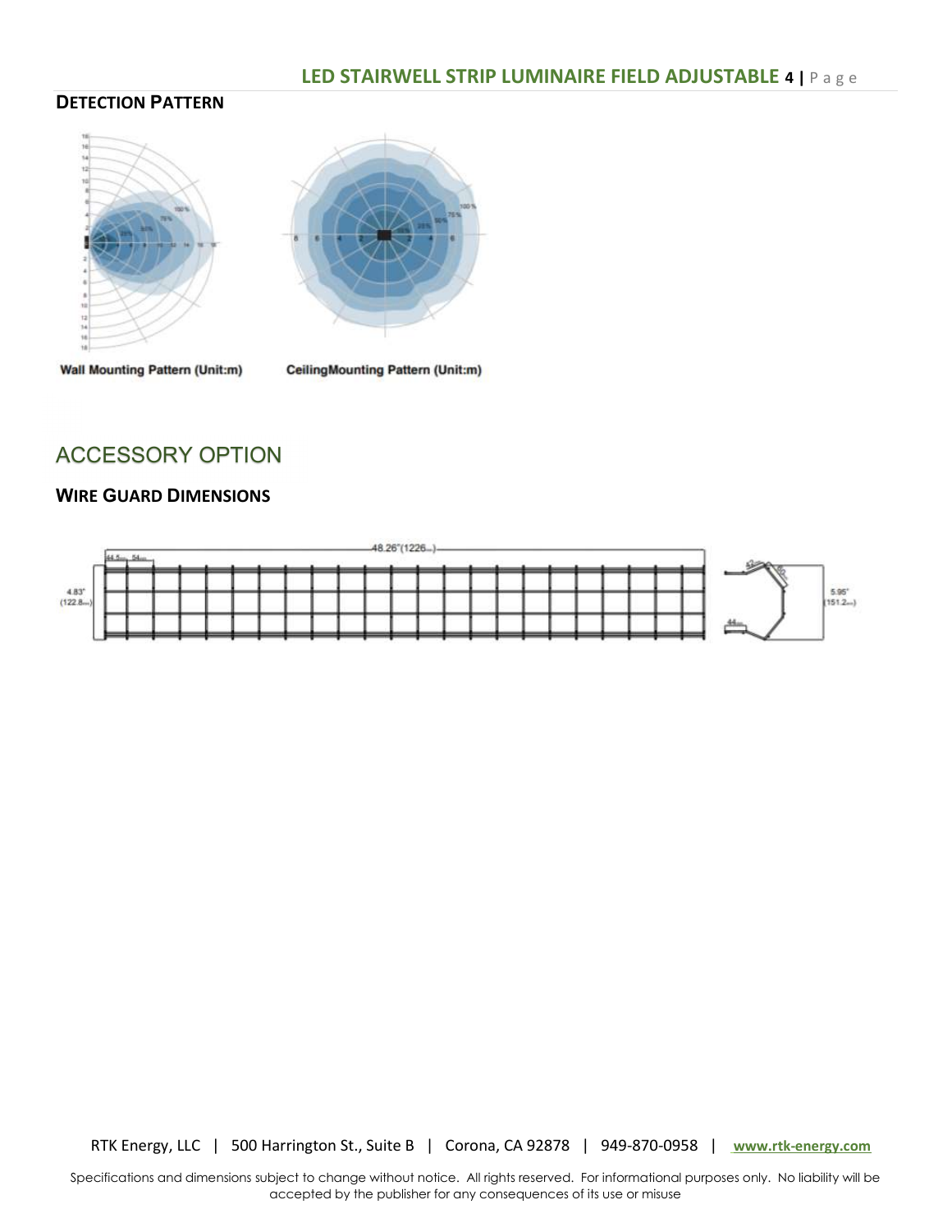## DETECTION PATTERN

Wall Mounting Pattern (Unit:m)

CeilingMounting Pattern (Unit:m)

# ACCESSORY OPTION

## WIRE GUARD DIMENSIONS

48.26"(1226mm)

44.5mm 54mm

4.83" (122.8mm)

5.95" (151.2mm)

44mm

RTK Energy, LLC | 500 Harrington St., Suite B | Corona, CA 92878 | 949-870-0958 | www.rtk-energy.com

Specifications and dimensions subject to change without notice. All rights reserved. For informational purposes only. No liability will be accepted by the publisher for any consequences of its use or misuse